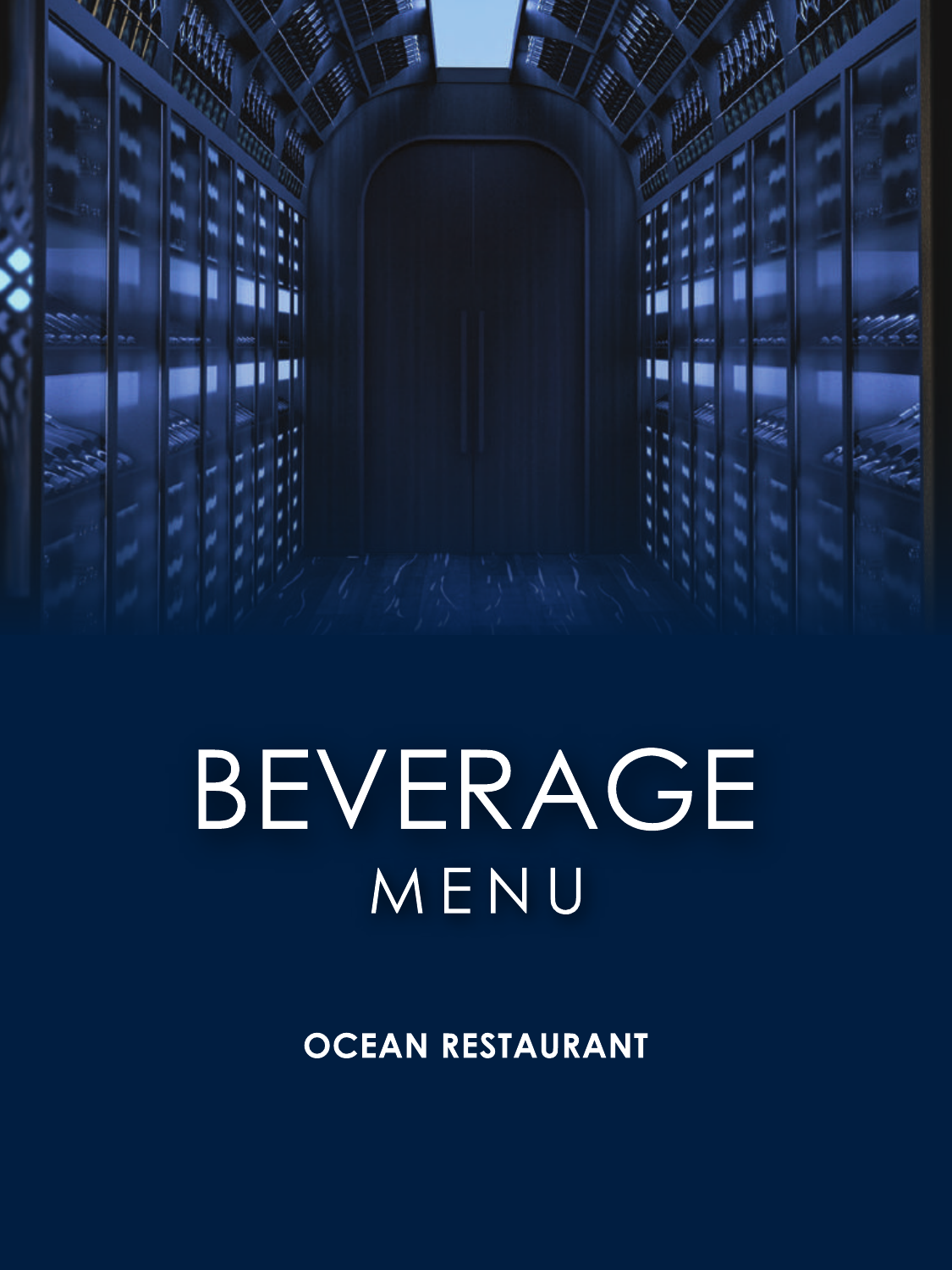# BEVERAGE

## MENU

**OCEAN RESTAURANT**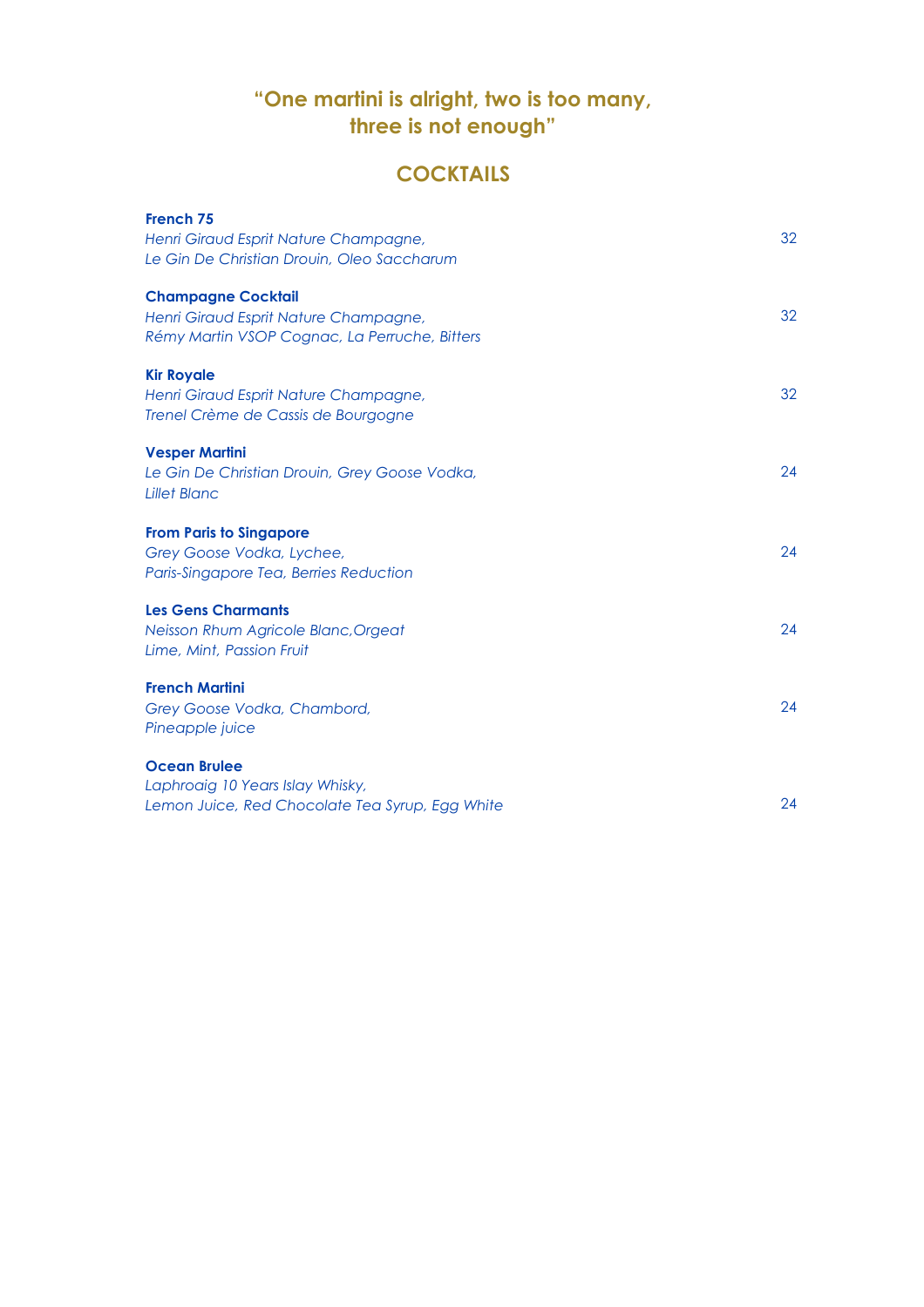## "One martini is alright, two is too many, three is not enough"

## COCKTAILS

**French 75**
*Henri Giraud Esprit Nature Champagne, Le Gin De Christian Drouin, Oleo Saccharum* — 32

**Champagne Cocktail**
*Henri Giraud Esprit Nature Champagne, Rémy Martin VSOP Cognac, La Perruche, Bitters* — 32

**Kir Royale**
*Henri Giraud Esprit Nature Champagne, Trenel Crème de Cassis de Bourgogne* — 32

**Vesper Martini**
*Le Gin De Christian Drouin, Grey Goose Vodka, Lillet Blanc* — 24

**From Paris to Singapore**
*Grey Goose Vodka, Lychee, Paris-Singapore Tea, Berries Reduction* — 24

**Les Gens Charmants**
*Neisson Rhum Agricole Blanc,Orgeat Lime, Mint, Passion Fruit* — 24

**French Martini**
*Grey Goose Vodka, Chambord, Pineapple juice* — 24

**Ocean Brulee**
*Laphroaig 10 Years Islay Whisky, Lemon Juice, Red Chocolate Tea Syrup, Egg White* — 24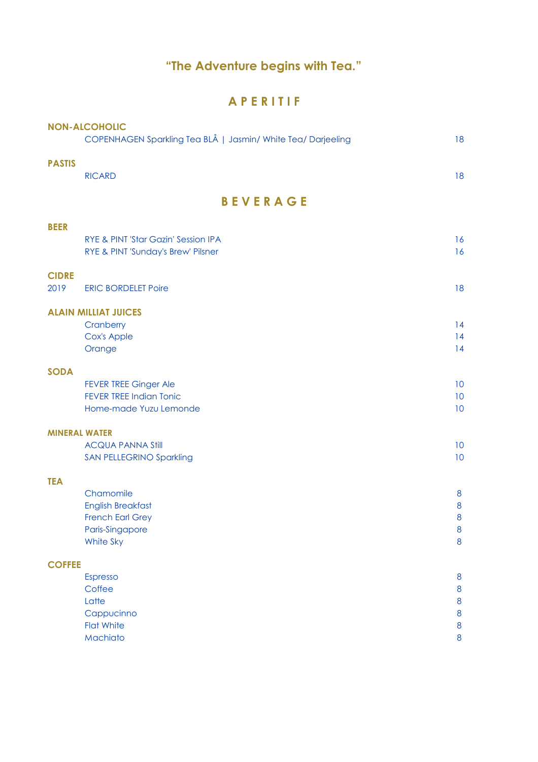## “The Adventure begins with Tea.”

# A P E R I T I F

### NON-ALCOHOLIC

| | | |
|---|---|---|
| | COPENHAGEN Sparkling Tea BLÅ \| Jasmin/ White Tea/ Darjeeling | 18 |

### PASTIS

| | | |
|---|---|---|
| | RICARD | 18 |

# B E V E R A G E

### BEER

| | | |
|---|---|---|
| | RYE & PINT 'Star Gazin' Session IPA | 16 |
| | RYE & PINT 'Sunday's Brew' Pilsner | 16 |

### CIDRE

| | | |
|---|---|---|
| 2019 | ERIC BORDELET Poire | 18 |

### ALAIN MILLIAT JUICES

| | | |
|---|---|---|
| | Cranberry | 14 |
| | Cox's Apple | 14 |
| | Orange | 14 |

### SODA

| | | |
|---|---|---|
| | FEVER TREE Ginger Ale | 10 |
| | FEVER TREE Indian Tonic | 10 |
| | Home-made Yuzu Lemonde | 10 |

### MINERAL WATER

| | | |
|---|---|---|
| | ACQUA PANNA Still | 10 |
| | SAN PELLEGRINO Sparkling | 10 |

### TEA

| | | |
|---|---|---|
| | Chamomile | 8 |
| | English Breakfast | 8 |
| | French Earl Grey | 8 |
| | Paris-Singapore | 8 |
| | White Sky | 8 |

### COFFEE

| | | |
|---|---|---|
| | Espresso | 8 |
| | Coffee | 8 |
| | Latte | 8 |
| | Cappucinno | 8 |
| | Flat White | 8 |
| | Machiato | 8 |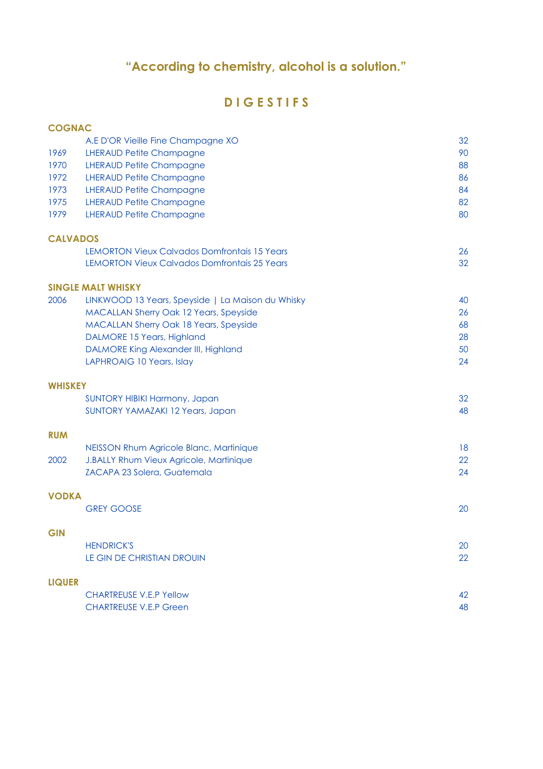## "According to chemistry, alcohol is a solution."

# DIGESTIFS

### COGNAC

| | | |
|---|---|---|
| | A.E D'OR Vieille Fine Champagne XO | 32 |
| 1969 | LHERAUD Petite Champagne | 90 |
| 1970 | LHERAUD Petite Champagne | 88 |
| 1972 | LHERAUD Petite Champagne | 86 |
| 1973 | LHERAUD Petite Champagne | 84 |
| 1975 | LHERAUD Petite Champagne | 82 |
| 1979 | LHERAUD Petite Champagne | 80 |

### CALVADOS

| | | |
|---|---|---|
| | LEMORTON Vieux Calvados Domfrontais 15 Years | 26 |
| | LEMORTON Vieux Calvados Domfrontais 25 Years | 32 |

### SINGLE MALT WHISKY

| | | |
|---|---|---|
| 2006 | LINKWOOD 13 Years, Speyside \| La Maison du Whisky | 40 |
| | MACALLAN Sherry Oak 12 Years, Speyside | 26 |
| | MACALLAN Sherry Oak 18 Years, Speyside | 68 |
| | DALMORE 15 Years, Highland | 28 |
| | DALMORE King Alexander III, Highland | 50 |
| | LAPHROAIG 10 Years, Islay | 24 |

### WHISKEY

| | | |
|---|---|---|
| | SUNTORY HIBIKI Harmony, Japan | 32 |
| | SUNTORY YAMAZAKI 12 Years, Japan | 48 |

### RUM

| | | |
|---|---|---|
| | NEISSON Rhum Agricole Blanc, Martinique | 18 |
| 2002 | J.BALLY Rhum Vieux Agricole, Martinique | 22 |
| | ZACAPA 23 Solera, Guatemala | 24 |

### VODKA

| | | |
|---|---|---|
| | GREY GOOSE | 20 |

### GIN

| | | |
|---|---|---|
| | HENDRICK'S | 20 |
| | LE GIN DE CHRISTIAN DROUIN | 22 |

### LIQUER

| | | |
|---|---|---|
| | CHARTREUSE V.E.P Yellow | 42 |
| | CHARTREUSE V.E.P Green | 48 |